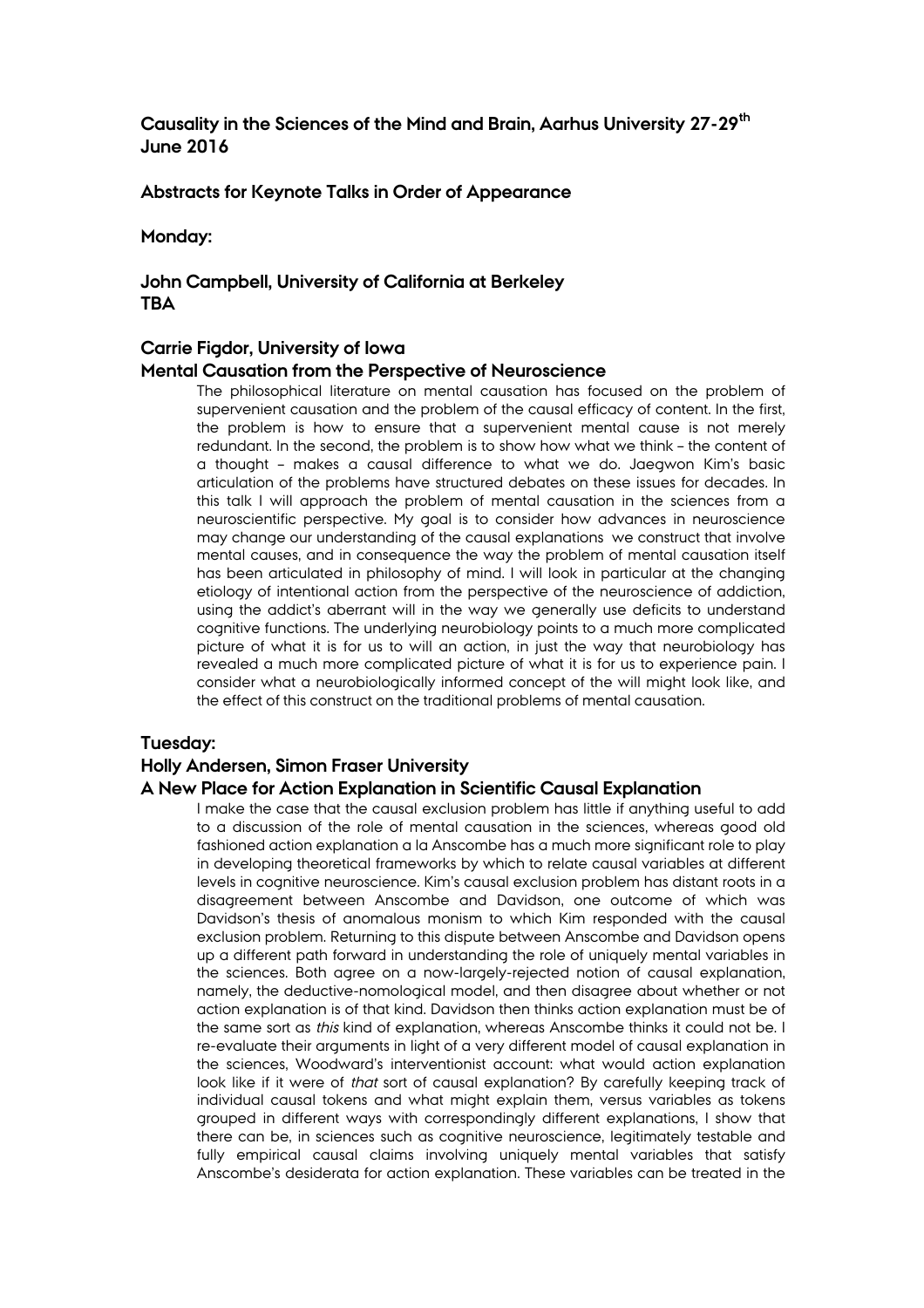# Causality in the Sciences of the Mind and Brain, Aarhus University 27-29th June 2016

## Abstracts for Keynote Talks in Order of Appearance

### Monday:

### John Campbell, University of California at Berkeley
### TBA

### Carrie Figdor, University of Iowa
### Mental Causation from the Perspective of Neuroscience

The philosophical literature on mental causation has focused on the problem of supervenient causation and the problem of the causal efficacy of content. In the first, the problem is how to ensure that a supervenient mental cause is not merely redundant. In the second, the problem is to show how what we think – the content of a thought – makes a causal difference to what we do. Jaegwon Kim's basic articulation of the problems have structured debates on these issues for decades. In this talk I will approach the problem of mental causation in the sciences from a neuroscientific perspective. My goal is to consider how advances in neuroscience may change our understanding of the causal explanations we construct that involve mental causes, and in consequence the way the problem of mental causation itself has been articulated in philosophy of mind. I will look in particular at the changing etiology of intentional action from the perspective of the neuroscience of addiction, using the addict's aberrant will in the way we generally use deficits to understand cognitive functions. The underlying neurobiology points to a much more complicated picture of what it is for us to will an action, in just the way that neurobiology has revealed a much more complicated picture of what it is for us to experience pain. I consider what a neurobiologically informed concept of the will might look like, and the effect of this construct on the traditional problems of mental causation.

### Tuesday:

### Holly Andersen, Simon Fraser University
### A New Place for Action Explanation in Scientific Causal Explanation

I make the case that the causal exclusion problem has little if anything useful to add to a discussion of the role of mental causation in the sciences, whereas good old fashioned action explanation a la Anscombe has a much more significant role to play in developing theoretical frameworks by which to relate causal variables at different levels in cognitive neuroscience. Kim's causal exclusion problem has distant roots in a disagreement between Anscombe and Davidson, one outcome of which was Davidson's thesis of anomalous monism to which Kim responded with the causal exclusion problem. Returning to this dispute between Anscombe and Davidson opens up a different path forward in understanding the role of uniquely mental variables in the sciences. Both agree on a now-largely-rejected notion of causal explanation, namely, the deductive-nomological model, and then disagree about whether or not action explanation is of that kind. Davidson then thinks action explanation must be of the same sort as *this* kind of explanation, whereas Anscombe thinks it could not be. I re-evaluate their arguments in light of a very different model of causal explanation in the sciences, Woodward's interventionist account: what would action explanation look like if it were of *that* sort of causal explanation? By carefully keeping track of individual causal tokens and what might explain them, versus variables as tokens grouped in different ways with correspondingly different explanations, I show that there can be, in sciences such as cognitive neuroscience, legitimately testable and fully empirical causal claims involving uniquely mental variables that satisfy Anscombe's desiderata for action explanation. These variables can be treated in the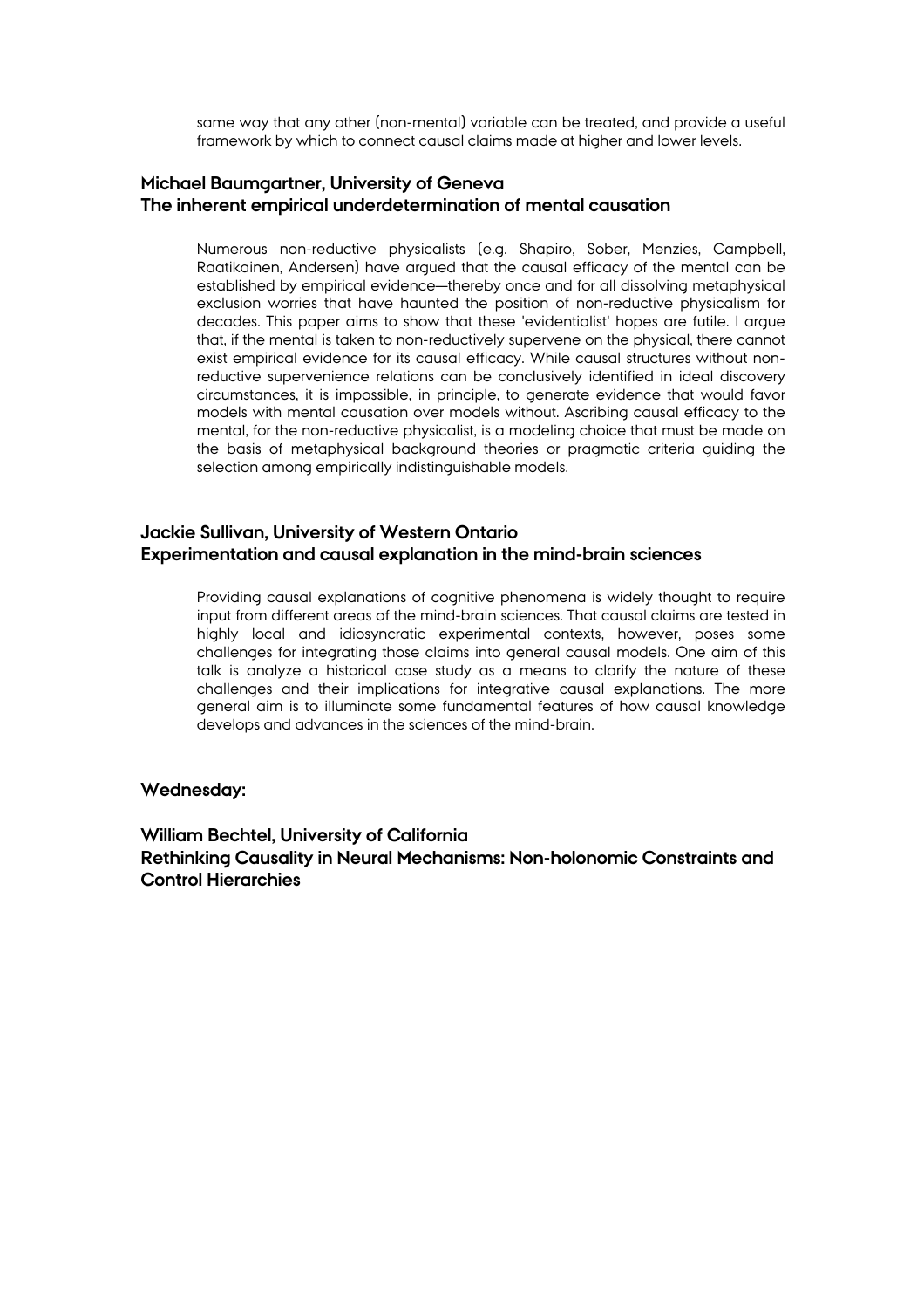same way that any other (non-mental) variable can be treated, and provide a useful framework by which to connect causal claims made at higher and lower levels.

### Michael Baumgartner, University of Geneva
### The inherent empirical underdetermination of mental causation

Numerous non-reductive physicalists (e.g. Shapiro, Sober, Menzies, Campbell, Raatikainen, Andersen) have argued that the causal efficacy of the mental can be established by empirical evidence—thereby once and for all dissolving metaphysical exclusion worries that have haunted the position of non-reductive physicalism for decades. This paper aims to show that these 'evidentialist' hopes are futile. I argue that, if the mental is taken to non-reductively supervene on the physical, there cannot exist empirical evidence for its causal efficacy. While causal structures without non-reductive supervenience relations can be conclusively identified in ideal discovery circumstances, it is impossible, in principle, to generate evidence that would favor models with mental causation over models without. Ascribing causal efficacy to the mental, for the non-reductive physicalist, is a modeling choice that must be made on the basis of metaphysical background theories or pragmatic criteria guiding the selection among empirically indistinguishable models.

### Jackie Sullivan, University of Western Ontario
### Experimentation and causal explanation in the mind-brain sciences

Providing causal explanations of cognitive phenomena is widely thought to require input from different areas of the mind-brain sciences. That causal claims are tested in highly local and idiosyncratic experimental contexts, however, poses some challenges for integrating those claims into general causal models. One aim of this talk is analyze a historical case study as a means to clarify the nature of these challenges and their implications for integrative causal explanations. The more general aim is to illuminate some fundamental features of how causal knowledge develops and advances in the sciences of the mind-brain.

## Wednesday:

### William Bechtel, University of California
### Rethinking Causality in Neural Mechanisms: Non-holonomic Constraints and Control Hierarchies